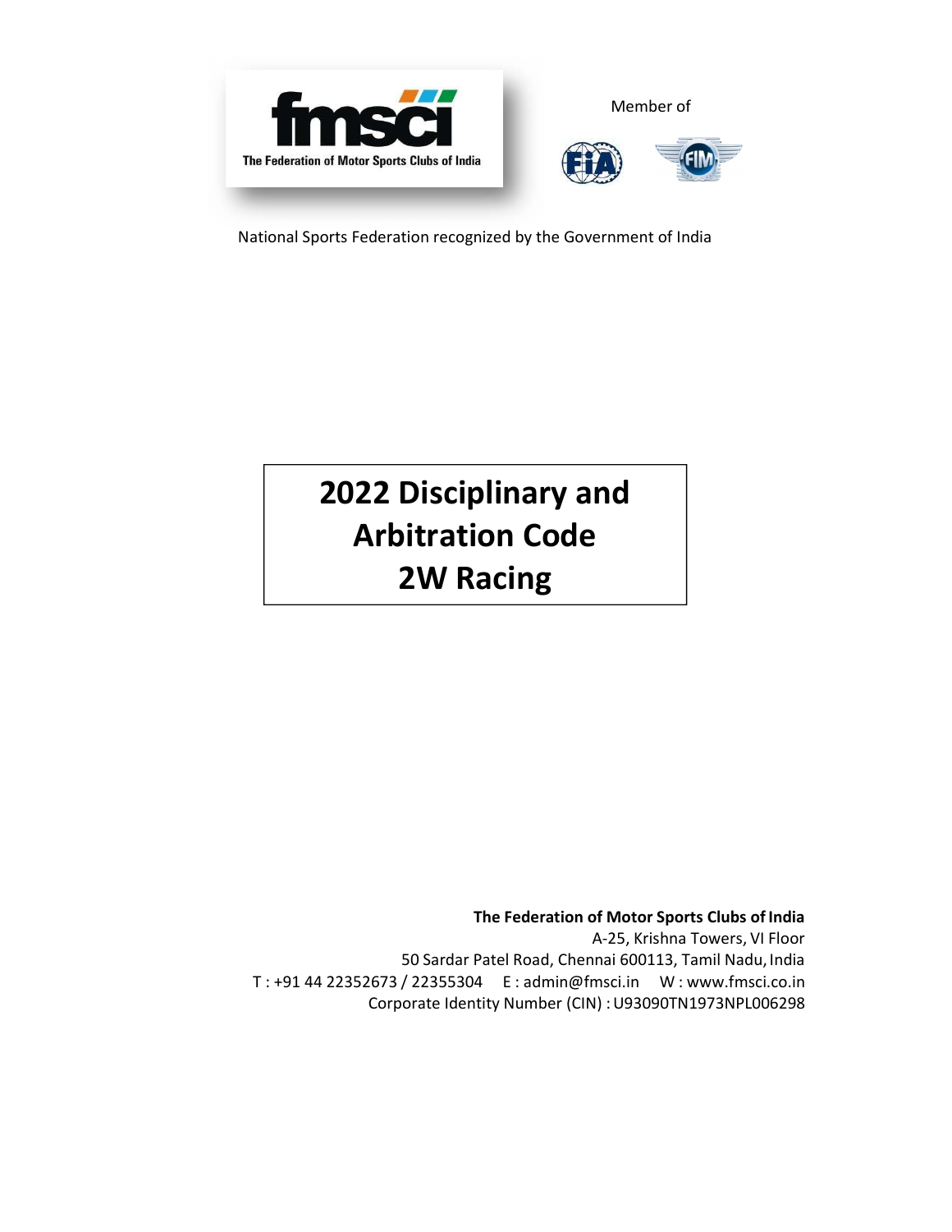fmsci

The Federation of Motor Sports Clubs of India

Member of

FIA FIM

National Sports Federation recognized by the Government of India

# 2022 Disciplinary and Arbitration Code 2W Racing

**The Federation of Motor Sports Clubs of India**

A-25, Krishna Towers, VI Floor

50 Sardar Patel Road, Chennai 600113, Tamil Nadu, India

T : +91 44 22352673 / 22355304   E : admin@fmsci.in   W : www.fmsci.co.in

Corporate Identity Number (CIN) : U93090TN1973NPL006298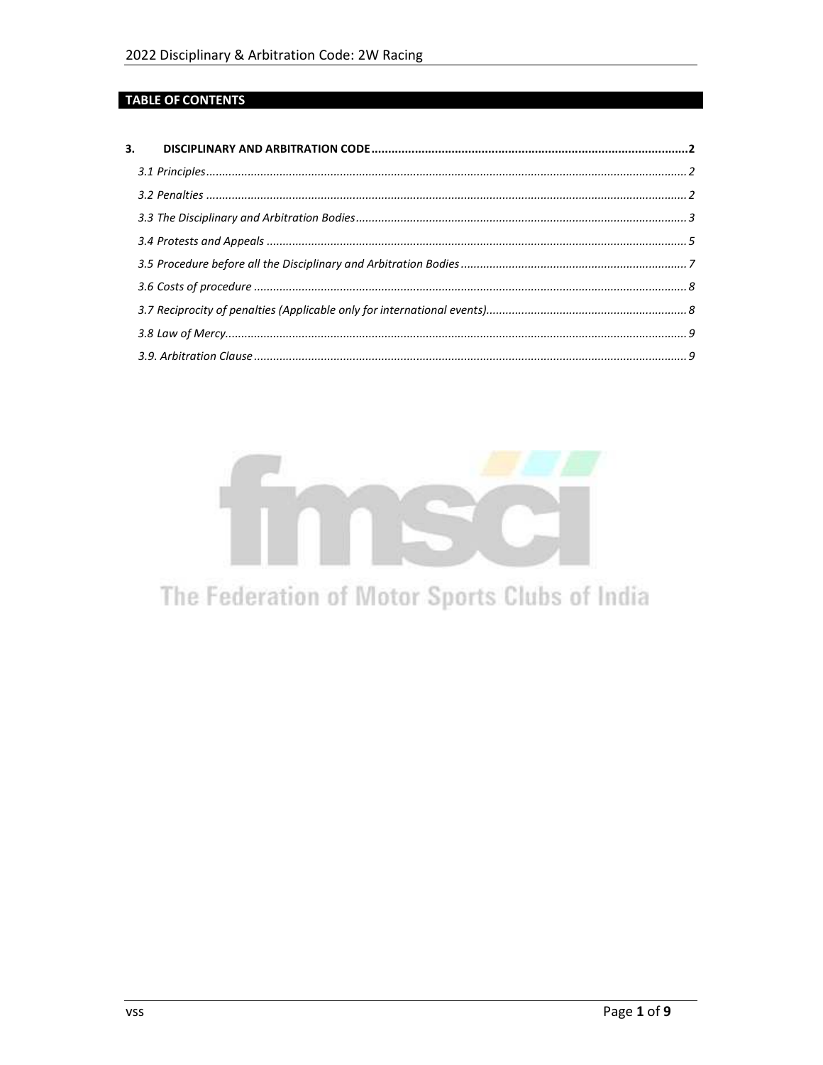## TABLE OF CONTENTS

3. DISCIPLINARY AND ARBITRATION CODE ..... 2
   - 3.1 Principles ..... 2
   - 3.2 Penalties ..... 2
   - 3.3 The Disciplinary and Arbitration Bodies ..... 3
   - 3.4 Protests and Appeals ..... 5
   - 3.5 Procedure before all the Disciplinary and Arbitration Bodies ..... 7
   - 3.6 Costs of procedure ..... 8
   - 3.7 Reciprocity of penalties (Applicable only for international events) ..... 8
   - 3.8 Law of Mercy ..... 9
   - 3.9. Arbitration Clause ..... 9

fmsci

The Federation of Motor Sports Clubs of India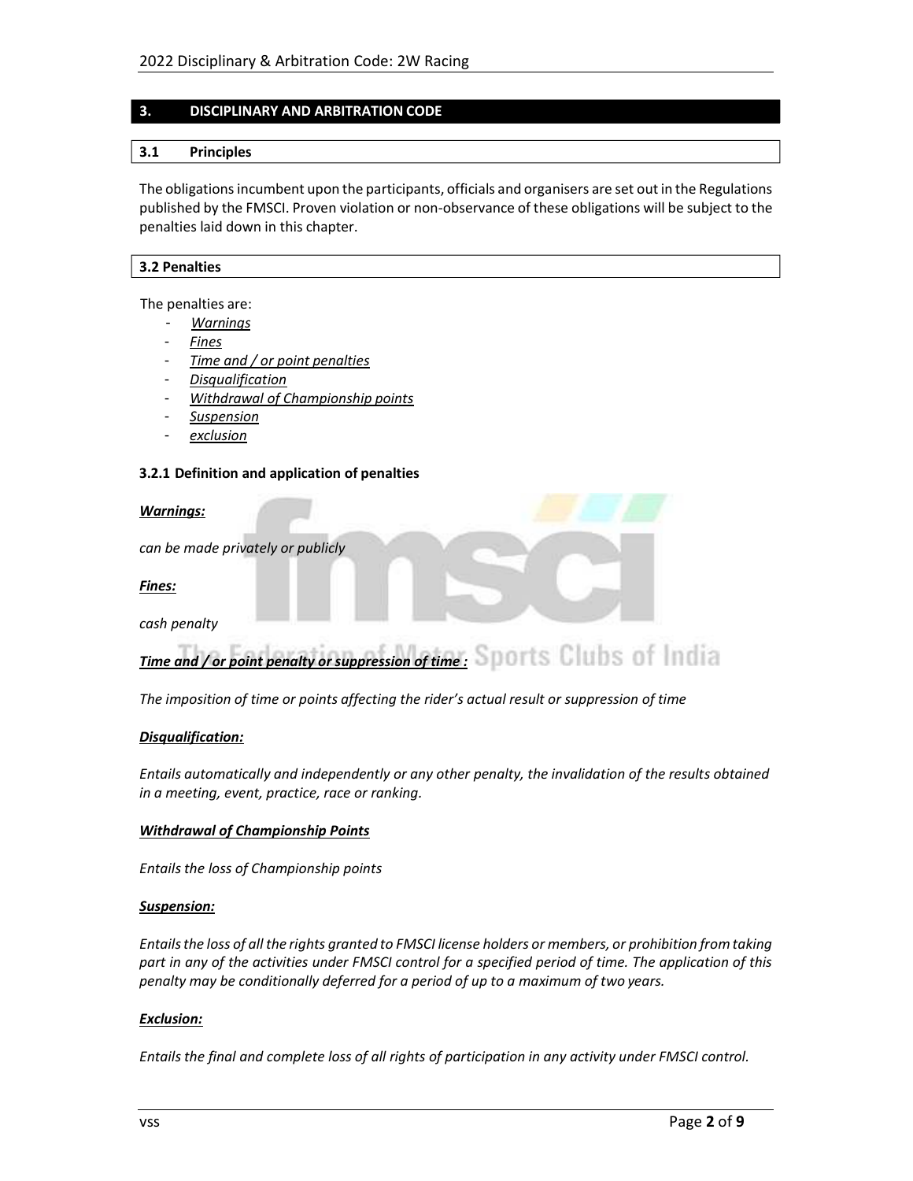## 3. DISCIPLINARY AND ARBITRATION CODE

### 3.1 Principles

The obligations incumbent upon the participants, officials and organisers are set out in the Regulations published by the FMSCI. Proven violation or non-observance of these obligations will be subject to the penalties laid down in this chapter.

### 3.2 Penalties

The penalties are:

- *Warnings*
- *Fines*
- *Time and / or point penalties*
- *Disqualification*
- *Withdrawal of Championship points*
- *Suspension*
- *exclusion*

#### 3.2.1 Definition and application of penalties

***Warnings:***

*can be made privately or publicly*

***Fines:***

*cash penalty*

***Time and / or point penalty or suppression of time :***

*The imposition of time or points affecting the rider's actual result or suppression of time*

***Disqualification:***

*Entails automatically and independently or any other penalty, the invalidation of the results obtained in a meeting, event, practice, race or ranking.*

***Withdrawal of Championship Points***

*Entails the loss of Championship points*

***Suspension:***

*Entails the loss of all the rights granted to FMSCI license holders or members, or prohibition from taking part in any of the activities under FMSCI control for a specified period of time. The application of this penalty may be conditionally deferred for a period of up to a maximum of two years.*

***Exclusion:***

*Entails the final and complete loss of all rights of participation in any activity under FMSCI control.*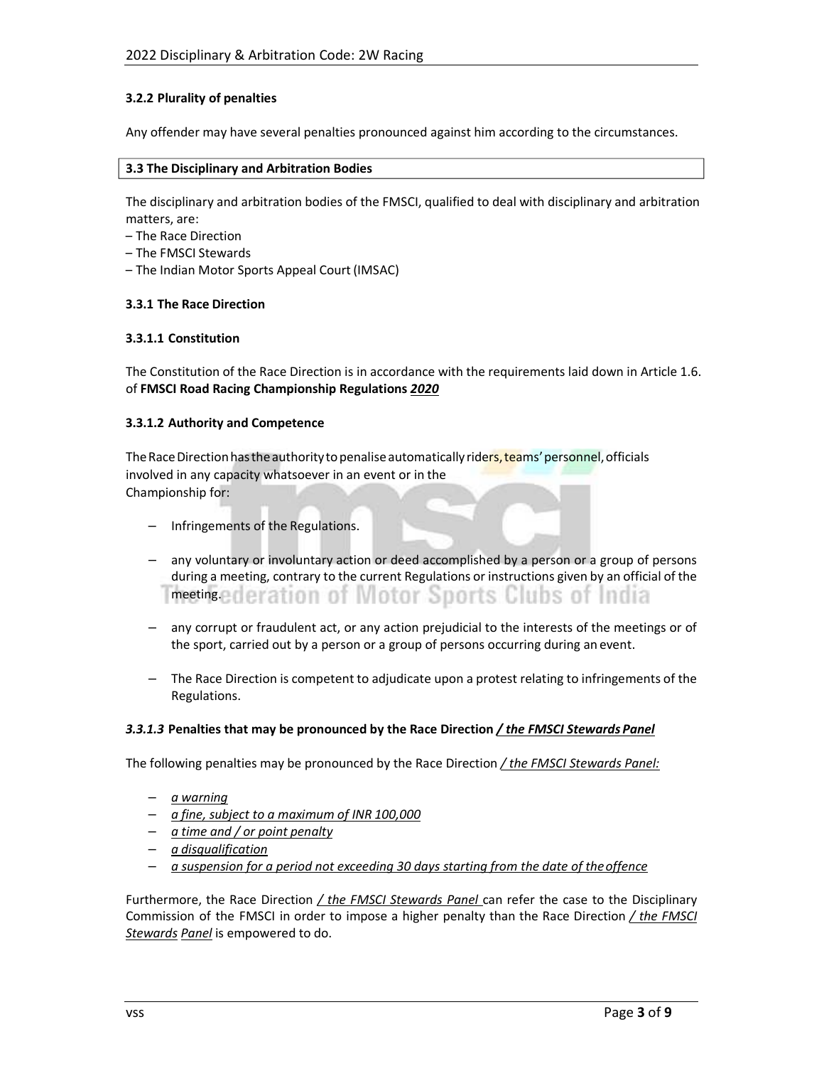#### 3.2.2 Plurality of penalties

Any offender may have several penalties pronounced against him according to the circumstances.

### 3.3 The Disciplinary and Arbitration Bodies

The disciplinary and arbitration bodies of the FMSCI, qualified to deal with disciplinary and arbitration matters, are:

– The Race Direction
– The FMSCI Stewards
– The Indian Motor Sports Appeal Court (IMSAC)

#### 3.3.1 The Race Direction

##### 3.3.1.1 Constitution

The Constitution of the Race Direction is in accordance with the requirements laid down in Article 1.6. of **FMSCI Road Racing Championship Regulations *2020***

##### 3.3.1.2 Authority and Competence

The Race Direction has the authority to penalise automatically riders, teams' personnel, officials involved in any capacity whatsoever in an event or in the Championship for:

- Infringements of the Regulations.
- any voluntary or involuntary action or deed accomplished by a person or a group of persons during a meeting, contrary to the current Regulations or instructions given by an official of the meeting.
- any corrupt or fraudulent act, or any action prejudicial to the interests of the meetings or of the sport, carried out by a person or a group of persons occurring during an event.
- The Race Direction is competent to adjudicate upon a protest relating to infringements of the Regulations.

##### *3.3.1.3* Penalties that may be pronounced by the Race Direction */ the FMSCI Stewards Panel*

The following penalties may be pronounced by the Race Direction */ the FMSCI Stewards Panel:*

- *a warning*
- *a fine, subject to a maximum of INR 100,000*
- *a time and / or point penalty*
- *a disqualification*
- *a suspension for a period not exceeding 30 days starting from the date of the offence*

Furthermore, the Race Direction */ the FMSCI Stewards Panel* can refer the case to the Disciplinary Commission of the FMSCI in order to impose a higher penalty than the Race Direction */ the FMSCI Stewards Panel* is empowered to do.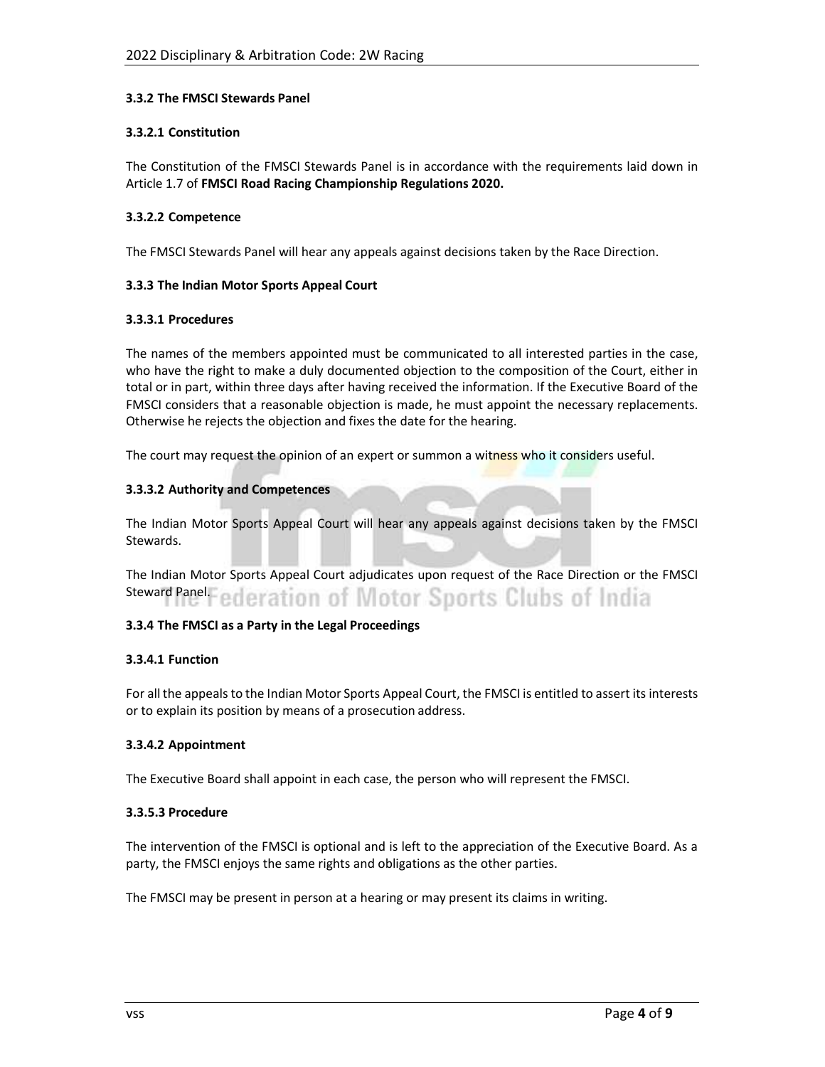### 3.3.2 The FMSCI Stewards Panel

#### 3.3.2.1 Constitution

The Constitution of the FMSCI Stewards Panel is in accordance with the requirements laid down in Article 1.7 of **FMSCI Road Racing Championship Regulations 2020.**

#### 3.3.2.2 Competence

The FMSCI Stewards Panel will hear any appeals against decisions taken by the Race Direction.

### 3.3.3 The Indian Motor Sports Appeal Court

#### 3.3.3.1 Procedures

The names of the members appointed must be communicated to all interested parties in the case, who have the right to make a duly documented objection to the composition of the Court, either in total or in part, within three days after having received the information. If the Executive Board of the FMSCI considers that a reasonable objection is made, he must appoint the necessary replacements. Otherwise he rejects the objection and fixes the date for the hearing.

The court may request the opinion of an expert or summon a witness who it considers useful.

#### 3.3.3.2 Authority and Competences

The Indian Motor Sports Appeal Court will hear any appeals against decisions taken by the FMSCI Stewards.

The Indian Motor Sports Appeal Court adjudicates upon request of the Race Direction or the FMSCI Steward Panel.

### 3.3.4 The FMSCI as a Party in the Legal Proceedings

#### 3.3.4.1 Function

For all the appeals to the Indian Motor Sports Appeal Court, the FMSCI is entitled to assert its interests or to explain its position by means of a prosecution address.

#### 3.3.4.2 Appointment

The Executive Board shall appoint in each case, the person who will represent the FMSCI.

#### 3.3.5.3 Procedure

The intervention of the FMSCI is optional and is left to the appreciation of the Executive Board. As a party, the FMSCI enjoys the same rights and obligations as the other parties.

The FMSCI may be present in person at a hearing or may present its claims in writing.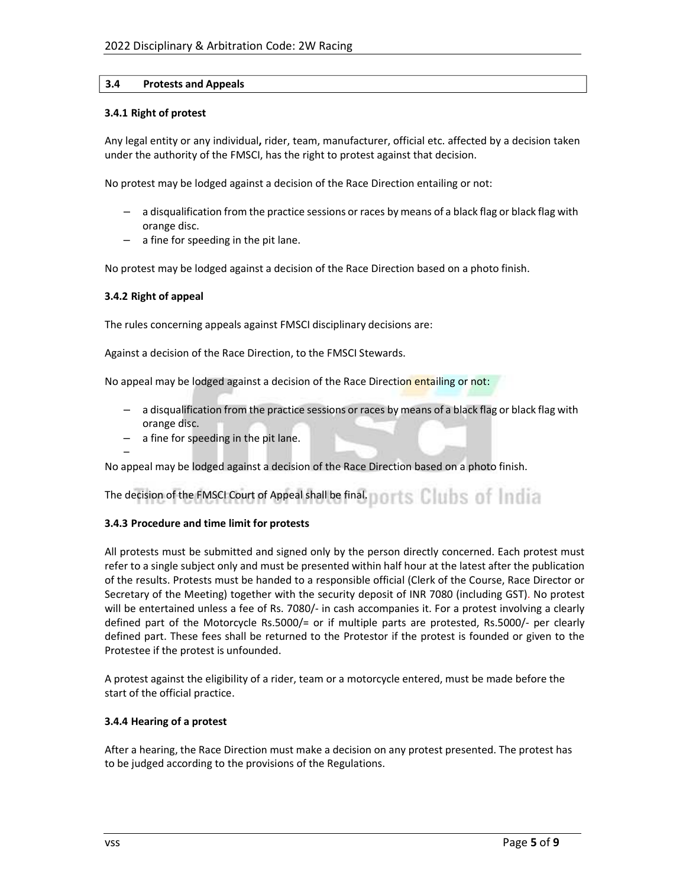## 3.4 Protests and Appeals

### 3.4.1 Right of protest

Any legal entity or any individual**,** rider, team, manufacturer, official etc. affected by a decision taken under the authority of the FMSCI, has the right to protest against that decision.

No protest may be lodged against a decision of the Race Direction entailing or not:

- a disqualification from the practice sessions or races by means of a black flag or black flag with orange disc.
- a fine for speeding in the pit lane.

No protest may be lodged against a decision of the Race Direction based on a photo finish.

### 3.4.2 Right of appeal

The rules concerning appeals against FMSCI disciplinary decisions are:

Against a decision of the Race Direction, to the FMSCI Stewards.

No appeal may be lodged against a decision of the Race Direction entailing or not:

- a disqualification from the practice sessions or races by means of a black flag or black flag with orange disc.
- a fine for speeding in the pit lane.

No appeal may be lodged against a decision of the Race Direction based on a photo finish.

The decision of the FMSCI Court of Appeal shall be final.

### 3.4.3 Procedure and time limit for protests

All protests must be submitted and signed only by the person directly concerned. Each protest must refer to a single subject only and must be presented within half hour at the latest after the publication of the results. Protests must be handed to a responsible official (Clerk of the Course, Race Director or Secretary of the Meeting) together with the security deposit of INR 7080 (including GST). No protest will be entertained unless a fee of Rs. 7080/- in cash accompanies it. For a protest involving a clearly defined part of the Motorcycle Rs.5000/= or if multiple parts are protested, Rs.5000/- per clearly defined part. These fees shall be returned to the Protestor if the protest is founded or given to the Protestee if the protest is unfounded.

A protest against the eligibility of a rider, team or a motorcycle entered, must be made before the start of the official practice.

### 3.4.4 Hearing of a protest

After a hearing, the Race Direction must make a decision on any protest presented. The protest has to be judged according to the provisions of the Regulations.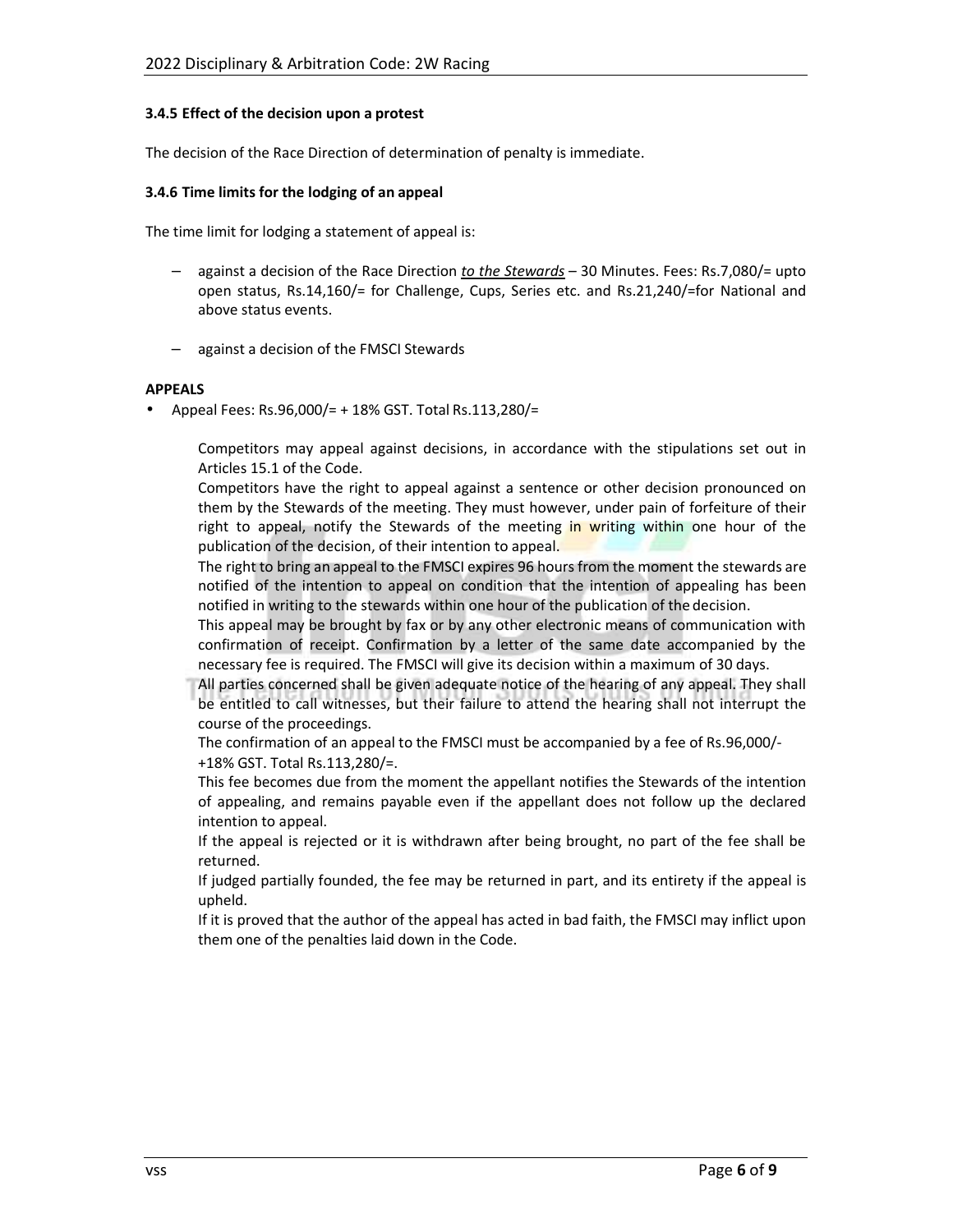#### 3.4.5 Effect of the decision upon a protest

The decision of the Race Direction of determination of penalty is immediate.

#### 3.4.6 Time limits for the lodging of an appeal

The time limit for lodging a statement of appeal is:

- against a decision of the Race Direction *to the Stewards* – 30 Minutes. Fees: Rs.7,080/= upto open status, Rs.14,160/= for Challenge, Cups, Series etc. and Rs.21,240/=for National and above status events.
- against a decision of the FMSCI Stewards

**APPEALS**

- Appeal Fees: Rs.96,000/= + 18% GST. Total Rs.113,280/=

  Competitors may appeal against decisions, in accordance with the stipulations set out in Articles 15.1 of the Code.

  Competitors have the right to appeal against a sentence or other decision pronounced on them by the Stewards of the meeting. They must however, under pain of forfeiture of their right to appeal, notify the Stewards of the meeting in writing within one hour of the publication of the decision, of their intention to appeal.

  The right to bring an appeal to the FMSCI expires 96 hours from the moment the stewards are notified of the intention to appeal on condition that the intention of appealing has been notified in writing to the stewards within one hour of the publication of the decision.

  This appeal may be brought by fax or by any other electronic means of communication with confirmation of receipt. Confirmation by a letter of the same date accompanied by the necessary fee is required. The FMSCI will give its decision within a maximum of 30 days.

  All parties concerned shall be given adequate notice of the hearing of any appeal. They shall be entitled to call witnesses, but their failure to attend the hearing shall not interrupt the course of the proceedings.

  The confirmation of an appeal to the FMSCI must be accompanied by a fee of Rs.96,000/- +18% GST. Total Rs.113,280/=.

  This fee becomes due from the moment the appellant notifies the Stewards of the intention of appealing, and remains payable even if the appellant does not follow up the declared intention to appeal.

  If the appeal is rejected or it is withdrawn after being brought, no part of the fee shall be returned.

  If judged partially founded, the fee may be returned in part, and its entirety if the appeal is upheld.

  If it is proved that the author of the appeal has acted in bad faith, the FMSCI may inflict upon them one of the penalties laid down in the Code.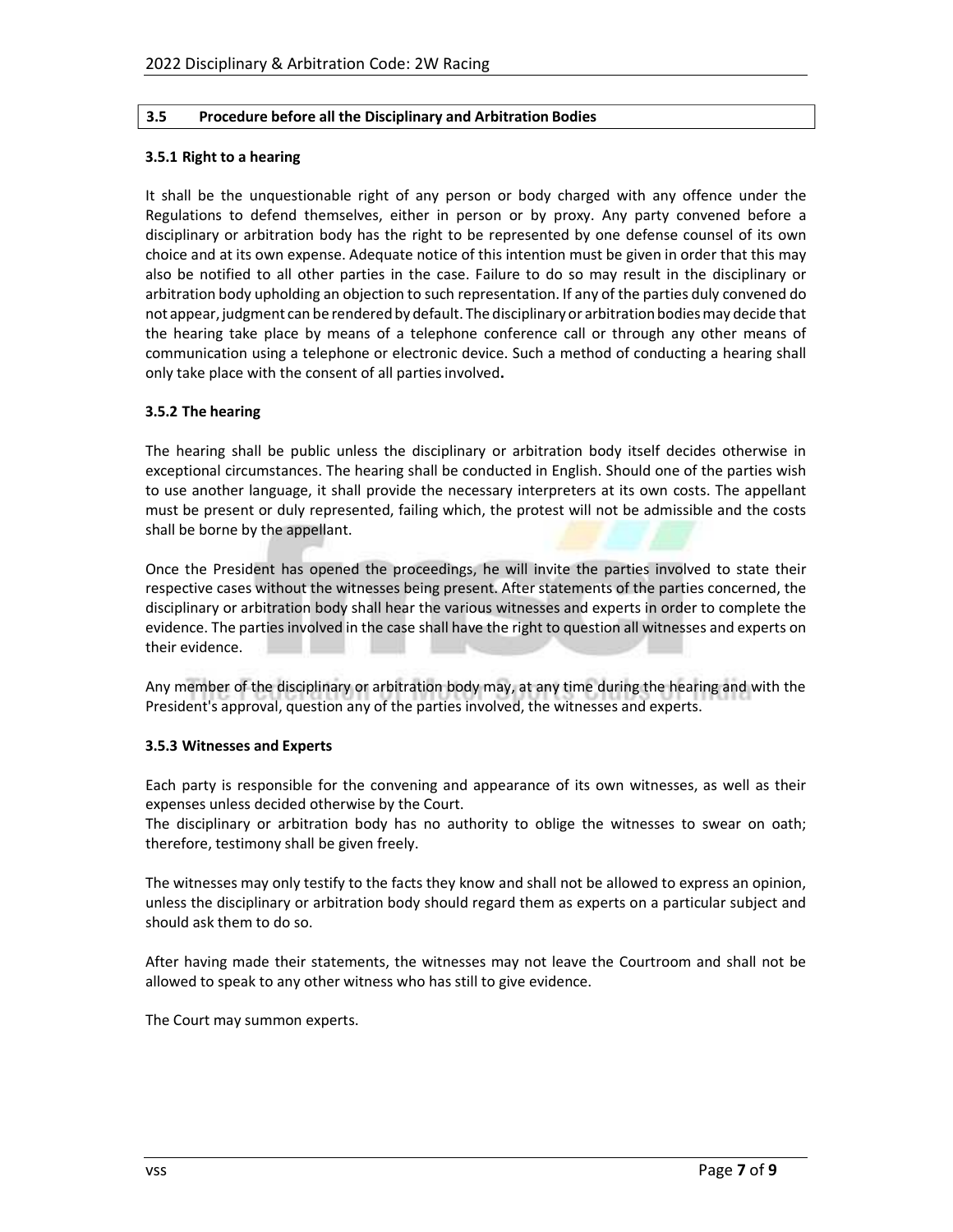## 3.5 Procedure before all the Disciplinary and Arbitration Bodies

### 3.5.1 Right to a hearing

It shall be the unquestionable right of any person or body charged with any offence under the Regulations to defend themselves, either in person or by proxy. Any party convened before a disciplinary or arbitration body has the right to be represented by one defense counsel of its own choice and at its own expense. Adequate notice of this intention must be given in order that this may also be notified to all other parties in the case. Failure to do so may result in the disciplinary or arbitration body upholding an objection to such representation. If any of the parties duly convened do not appear, judgment can be rendered by default. The disciplinary or arbitration bodies may decide that the hearing take place by means of a telephone conference call or through any other means of communication using a telephone or electronic device. Such a method of conducting a hearing shall only take place with the consent of all parties involved**.**

### 3.5.2 The hearing

The hearing shall be public unless the disciplinary or arbitration body itself decides otherwise in exceptional circumstances. The hearing shall be conducted in English. Should one of the parties wish to use another language, it shall provide the necessary interpreters at its own costs. The appellant must be present or duly represented, failing which, the protest will not be admissible and the costs shall be borne by the appellant.

Once the President has opened the proceedings, he will invite the parties involved to state their respective cases without the witnesses being present. After statements of the parties concerned, the disciplinary or arbitration body shall hear the various witnesses and experts in order to complete the evidence. The parties involved in the case shall have the right to question all witnesses and experts on their evidence.

Any member of the disciplinary or arbitration body may, at any time during the hearing and with the President's approval, question any of the parties involved, the witnesses and experts.

### 3.5.3 Witnesses and Experts

Each party is responsible for the convening and appearance of its own witnesses, as well as their expenses unless decided otherwise by the Court.
The disciplinary or arbitration body has no authority to oblige the witnesses to swear on oath; therefore, testimony shall be given freely.

The witnesses may only testify to the facts they know and shall not be allowed to express an opinion, unless the disciplinary or arbitration body should regard them as experts on a particular subject and should ask them to do so.

After having made their statements, the witnesses may not leave the Courtroom and shall not be allowed to speak to any other witness who has still to give evidence.

The Court may summon experts.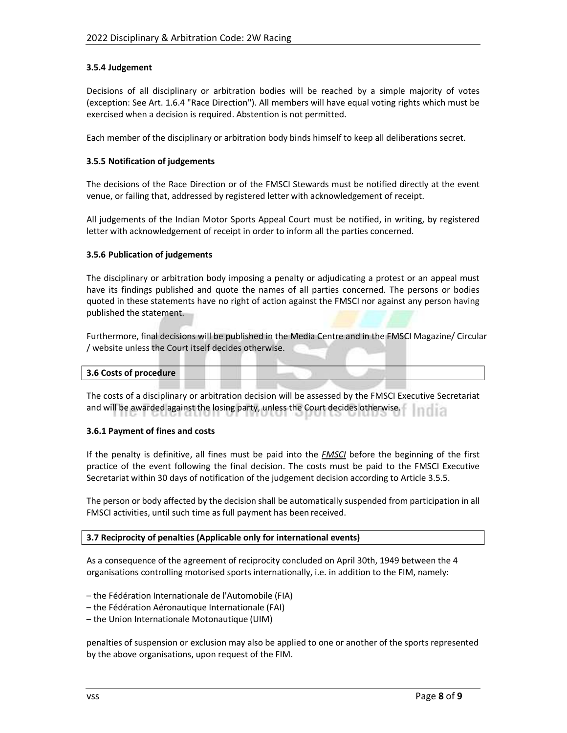#### 3.5.4 Judgement

Decisions of all disciplinary or arbitration bodies will be reached by a simple majority of votes (exception: See Art. 1.6.4 "Race Direction"). All members will have equal voting rights which must be exercised when a decision is required. Abstention is not permitted.

Each member of the disciplinary or arbitration body binds himself to keep all deliberations secret.

#### 3.5.5 Notification of judgements

The decisions of the Race Direction or of the FMSCI Stewards must be notified directly at the event venue, or failing that, addressed by registered letter with acknowledgement of receipt.

All judgements of the Indian Motor Sports Appeal Court must be notified, in writing, by registered letter with acknowledgement of receipt in order to inform all the parties concerned.

#### 3.5.6 Publication of judgements

The disciplinary or arbitration body imposing a penalty or adjudicating a protest or an appeal must have its findings published and quote the names of all parties concerned. The persons or bodies quoted in these statements have no right of action against the FMSCI nor against any person having published the statement.

Furthermore, final decisions will be published in the Media Centre and in the FMSCI Magazine/ Circular / website unless the Court itself decides otherwise.

### 3.6 Costs of procedure

The costs of a disciplinary or arbitration decision will be assessed by the FMSCI Executive Secretariat and will be awarded against the losing party, unless the Court decides otherwise.

#### 3.6.1 Payment of fines and costs

If the penalty is definitive, all fines must be paid into the *FMSCI* before the beginning of the first practice of the event following the final decision. The costs must be paid to the FMSCI Executive Secretariat within 30 days of notification of the judgement decision according to Article 3.5.5.

The person or body affected by the decision shall be automatically suspended from participation in all FMSCI activities, until such time as full payment has been received.

### 3.7 Reciprocity of penalties (Applicable only for international events)

As a consequence of the agreement of reciprocity concluded on April 30th, 1949 between the 4 organisations controlling motorised sports internationally, i.e. in addition to the FIM, namely:

– the Fédération Internationale de l'Automobile (FIA)
– the Fédération Aéronautique Internationale (FAI)
– the Union Internationale Motonautique (UIM)

penalties of suspension or exclusion may also be applied to one or another of the sports represented by the above organisations, upon request of the FIM.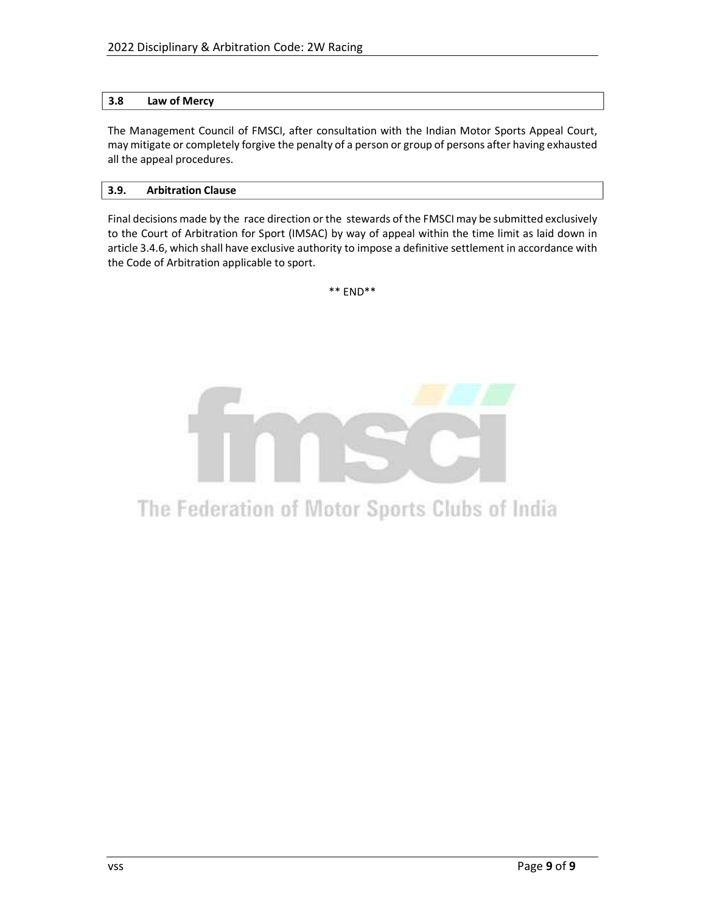### 3.8 Law of Mercy

The Management Council of FMSCI, after consultation with the Indian Motor Sports Appeal Court, may mitigate or completely forgive the penalty of a person or group of persons after having exhausted all the appeal procedures.

### 3.9. Arbitration Clause

Final decisions made by the race direction or the stewards of the FMSCI may be submitted exclusively to the Court of Arbitration for Sport (IMSAC) by way of appeal within the time limit as laid down in article 3.4.6, which shall have exclusive authority to impose a definitive settlement in accordance with the Code of Arbitration applicable to sport.

** END**

The Federation of Motor Sports Clubs of India